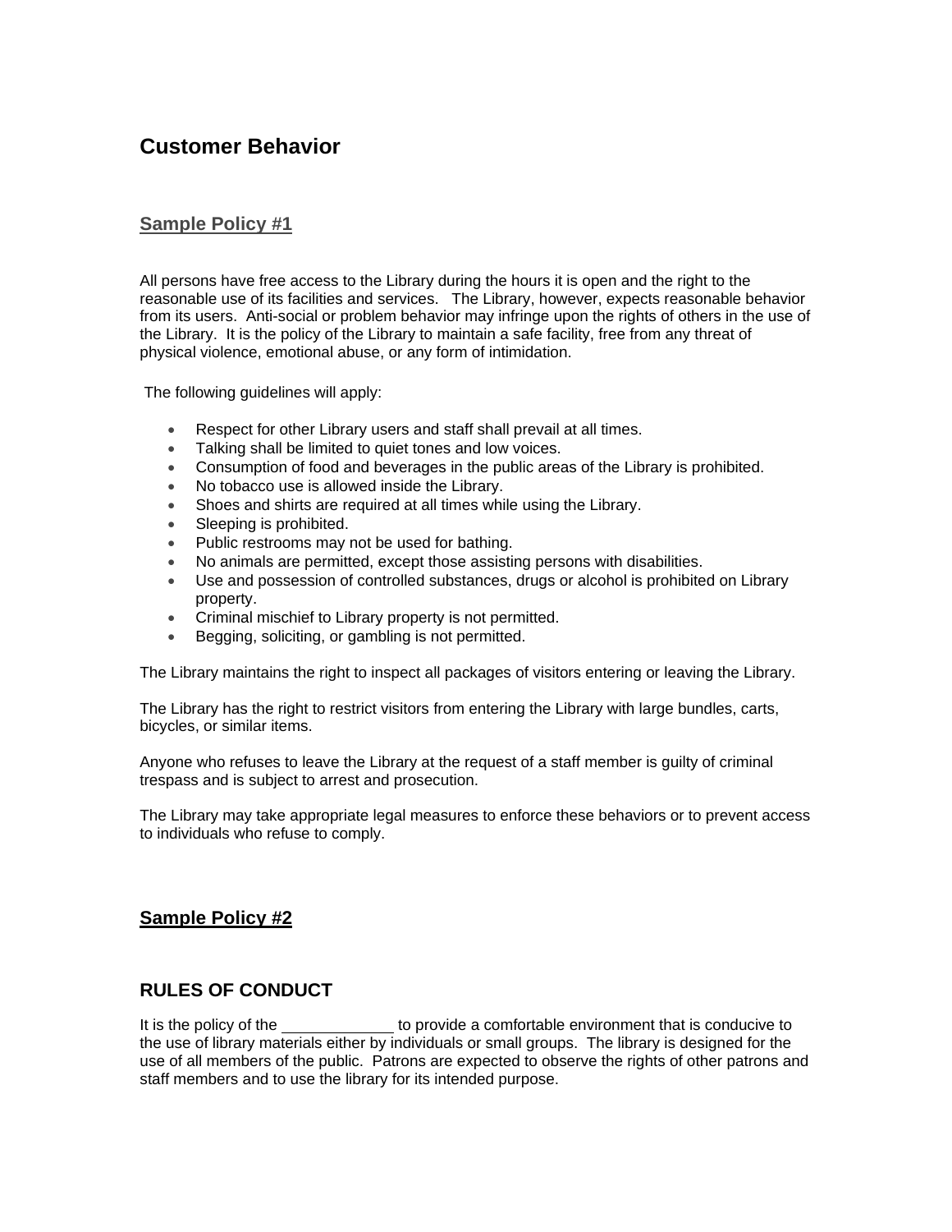# Customer Behavior

## Sample Policy #1

All persons have free access to the Library during the hours it is open and the right to the reasonable use of its facilities and services. The Library, however, expects reasonable behavior from its users. Anti-social or problem behavior may infringe upon the rights of others in the use of the Library. It is the policy of the Library to maintain a safe facility, free from any threat of physical violence, emotional abuse, or any form of intimidation.

The following guidelines will apply:

- Respect for other Library users and staff shall prevail at all times.
- Talking shall be limited to quiet tones and low voices.
- Consumption of food and beverages in the public areas of the Library is prohibited.
- No tobacco use is allowed inside the Library.
- Shoes and shirts are required at all times while using the Library.
- Sleeping is prohibited.
- Public restrooms may not be used for bathing.
- No animals are permitted, except those assisting persons with disabilities.
- Use and possession of controlled substances, drugs or alcohol is prohibited on Library property.
- Criminal mischief to Library property is not permitted.
- Begging, soliciting, or gambling is not permitted.

The Library maintains the right to inspect all packages of visitors entering or leaving the Library.

The Library has the right to restrict visitors from entering the Library with large bundles, carts, bicycles, or similar items.

Anyone who refuses to leave the Library at the request of a staff member is guilty of criminal trespass and is subject to arrest and prosecution.

The Library may take appropriate legal measures to enforce these behaviors or to prevent access to individuals who refuse to comply.

## Sample Policy #2

## RULES OF CONDUCT

It is the policy of the ____________ to provide a comfortable environment that is conducive to the use of library materials either by individuals or small groups. The library is designed for the use of all members of the public. Patrons are expected to observe the rights of other patrons and staff members and to use the library for its intended purpose.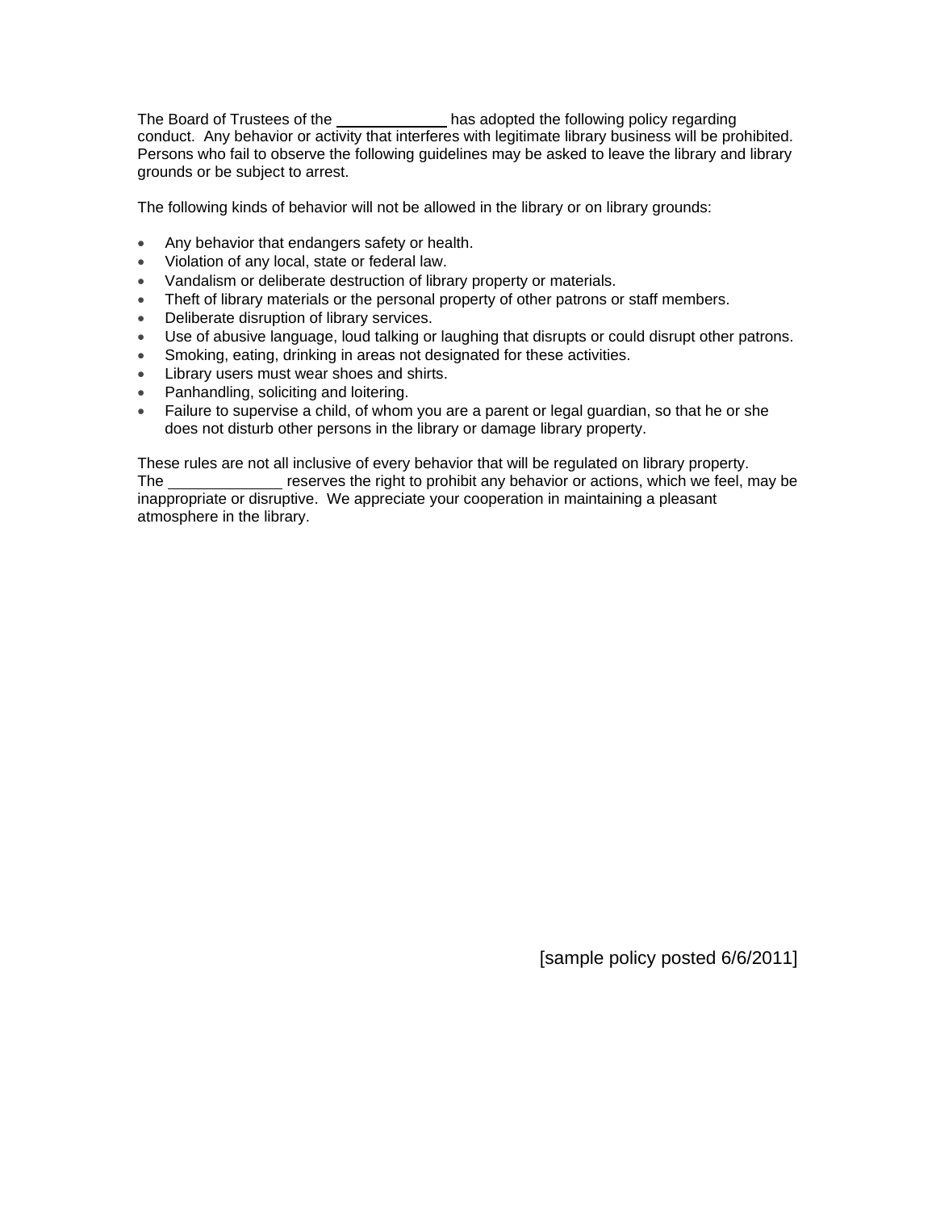The Board of Trustees of the _____________ has adopted the following policy regarding conduct. Any behavior or activity that interferes with legitimate library business will be prohibited. Persons who fail to observe the following guidelines may be asked to leave the library and library grounds or be subject to arrest.

The following kinds of behavior will not be allowed in the library or on library grounds:

- Any behavior that endangers safety or health.
- Violation of any local, state or federal law.
- Vandalism or deliberate destruction of library property or materials.
- Theft of library materials or the personal property of other patrons or staff members.
- Deliberate disruption of library services.
- Use of abusive language, loud talking or laughing that disrupts or could disrupt other patrons.
- Smoking, eating, drinking in areas not designated for these activities.
- Library users must wear shoes and shirts.
- Panhandling, soliciting and loitering.
- Failure to supervise a child, of whom you are a parent or legal guardian, so that he or she does not disturb other persons in the library or damage library property.

These rules are not all inclusive of every behavior that will be regulated on library property. The _____________ reserves the right to prohibit any behavior or actions, which we feel, may be inappropriate or disruptive. We appreciate your cooperation in maintaining a pleasant atmosphere in the library.

[sample policy posted 6/6/2011]